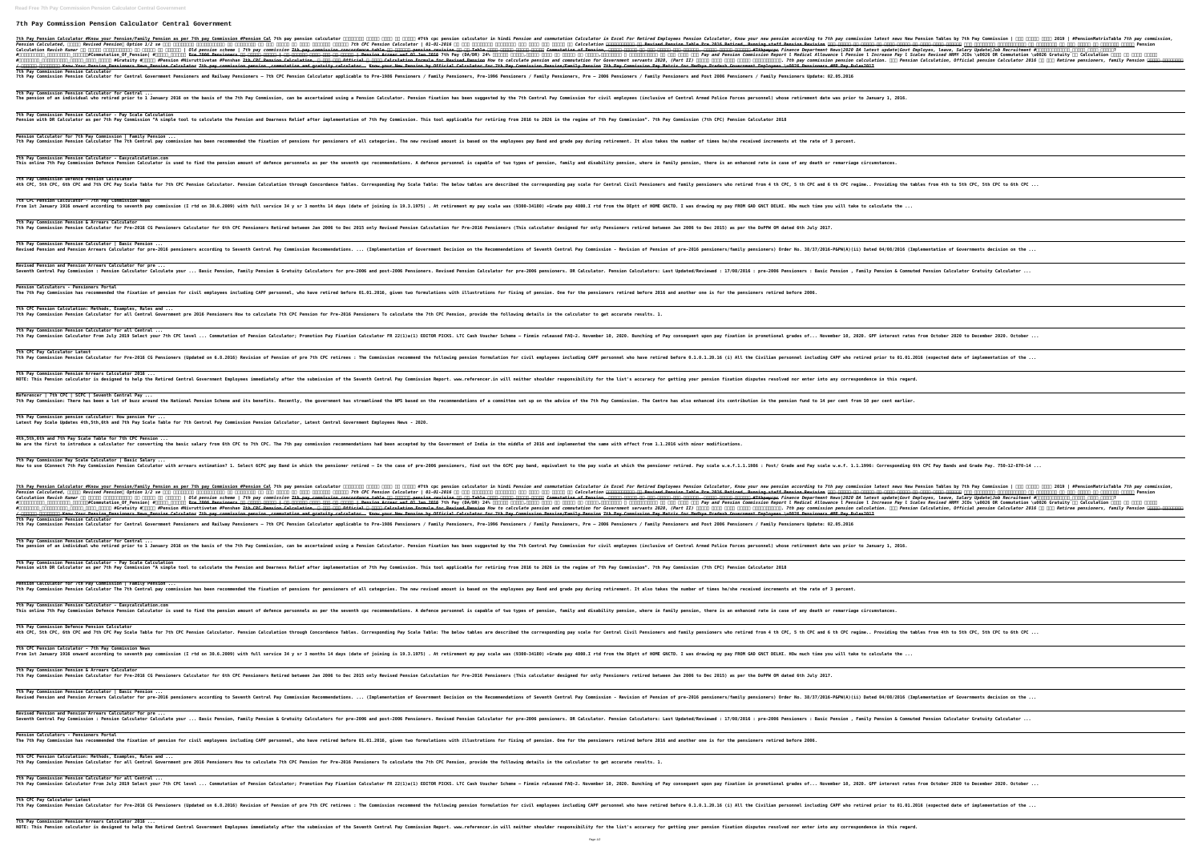# 7th Pay Commission Pension Calculator Central Government

**7th Pay Pension Calculator #Know your Pension/Family Pension as per 7th pay Commission #Pension Cal** 7th pay pension calculator #7th cpc pension calculator in hindi *Pension and commutation Calculator in Excel For Retired Employees Pension Calculator, Know your new pension according to 7th pay commission latest news New Pension Tables by 7th Pay Commission | 2019 | #PensionMatrixTable 7th pay commission, Pension Calculated, Revised Pension| Option 1/2 7th CPC Pension Calculator | 01-01-2016* Revised Pension Table Pre 2016 Retired, Running staff Pension Revision Calculation *Ravish Kumar | Old pension scheme | 7th pay commission* 7th pay commission concordance table pension revision Table Commutation of Pension, #7thpaycpc Finance Department News|2020 DA latest update|Govt Employes, leave, Salary Update|Job Recruitment #Commutation Of Pension| Pre 2006 Pensioners | Pension Arrear wef 01 Jan 2016 7th Pay (DA/DR) 24% *Pay and Pension Commission Report I Medical Allowance I Pension I Increase Pay I Scales Revised ARMY JCOs \u0026 OR Commutation \u0026 Gratuity* Calculation #Gratuity #Pension #Nivruttivetan #Penshan 7th CPC Pension Calculation, Official Calculation Formula for Revised Pension *How to calculate pension and commutation for Government servants 2020, (Part II)* 7th pay commission pension calculation. Pension Calculation, Official pension Calculator 2016 Retiree pensioners, family Pension Know Your Pension Pensioners New Pension Calculator 7th pay commission pension, commutation and gratuity calculator - Know your New Pension by Official Calculator For 7th Pay Commission Pension/Family Pension 7th Pay Commission Pay Matrix for Madhya Pradesh Government Employees \u0026 Pensioners #MP Pay Rules2017

**7th Pay Commission Pension Calculator**
7th Pay Commission Pension Calculator for Central Government Pensioners and Railway Pensioners — 7th CPC Pension Calculator applicable to Pre-1986 Pensioners / Family Pensioners, Pre-1996 Pensioners / Family Pensioners, Pre — 2006 Pensioners / Family Pensioners and Post 2006 Pensioners / Family Pensioners Update: 02.05.2016

**7th Pay Commission Pension Calculator for Central ...**
The pension of an individual who retired prior to 1 January 2016 on the basis of the 7th Pay Commission, can be ascertained using a Pension Calculator. Pension fixation has been suggested by the 7th Central Pay Commission for civil employees (inclusive of Central Armed Police Forces personnel) whose retirement date was prior to January 1, 2016.

**7th Pay Commission Pension Calculator - Pay Scale Calculation**
Pension with DR Calculator as per 7th Pay Commission "A simple tool to calculate the Pension and Dearness Relief after implementation of 7th Pay Commission. This tool applicable for retiring from 2016 to 2026 in the regime of 7th Pay Commission". 7th Pay Commission (7th CPC) Pension Calculator 2018

**Pension Calculator for 7th Pay Commission | Family Pension ...**
7th Pay Commission Pension Calculator The 7th Central pay commission has been recommended the fixation of pensions for pensioners of all categories. The new revised amount is based on the employees pay Band and grade pay during retirement. It also takes the number of times he/she received increments at the rate of 3 percent.

**7th Pay Commission Pension Calculator - Easycalculation.com**
This online 7th Pay Commission Defence Pension Calculator is used to find the pension amount of defence personnels as per the seventh cpc recommendations. A defence personnel is capable of two types of pension, family and disability pension, where in family pension, there is an enhanced rate in case of any death or remarriage circumstances.

**7th Pay Commission Defence Pension Calculator**
4th CPC, 5th CPC, 6th CPC and 7th CPC Pay Scale Table for 7th CPC Pension Calculator. Pension Calculation through Concordance Tables. Corresponding Pay Scale Table: The below tables are described the corresponding pay scale for Central Civil Pensioners and family pensioners who retired from 4 th CPC, 5 th CPC and 6 th CPC regime.. Providing the tables from 4th to 5th CPC, 5th CPC to 6th CPC ...

**7th CPC Pension Calculator - 7th Pay Commission News**
From 1st January 1916 onward according to seventh pay commission (I rtd on 30.6.2009) with full service 34 y sr 3 months 14 days (date of joining is 19.3.1975) . At retirement my pay scale was (9300-34180) +Grade pay 4800.I rtd from the DEptt of HOME GNCTD. I was drawing my pay FROM GAD GNCT DELHI. HOw much time you will take to calculate the ...

**7th Pay Commission Pension & Arrears Calculator**
7th Pay Commission Pension Calculator for Pre-2016 CG Pensioners Calculator for 6th CPC Pensioners Retired between Jan 2006 to Dec 2015 only Revised Pension Calculation for Pre-2016 Pensioners (This calculator designed for only Pensioners retired between Jan 2006 to Dec 2015) as per the DoPPW OM dated 6th July 2017.

**7th Pay Commission Pension Calculator | Basic Pension ...**
Revised Pension and Pension Arrears Calculator for pre-2016 pensioners according to Seventh Central Pay Commission Recommendations. ... (Implementation of Government Decision on the Recommendations of Seventh Central Pay Commission - Revision of Pension of pre-2016 pensioners/family pensioners) Order No. 38/37/2016-P&PW(A)(ii) Dated 04/08/2016 (Implementation of Governments decision on the ...

**Revised Pension and Pension Arrears Calculator for pre ...**
Seventh Central Pay Commission : Pension Calculator Calculate your ... Basic Pension, Family Pension & Gratuity Calculators for pre-2006 and post-2006 Pensioners. Revised Pension Calculator for pre-2006 pensioners. DR Calculator. Pension Calculators: Last Updated/Reviewed : 17/08/2016 : pre-2006 Pensioners : Basic Pension , Family Pension & Commuted Pension Calculator Gratuity Calculator ...

**Pension Calculators - Pensioners Portal**
The 7th Pay Commission has recommended the fixation of pension for civil employees including CAPF personnel, who have retired before 01.01.2016, given two formulations with illustrations for fixing of pension. One for the pensioners retired before 2016 and another one is for the pensioners retired before 2006.

**7th CPC Pension Calculation: Methods, Examples, Rules and ...**
7th Pay Commission Pension Calculator for all Central Government pre 2016 Pensioners How to calculate 7th CPC Pension for Pre-2016 Pensioners To calculate the 7th CPC Pension, provide the following details in the calculator to get accurate results. 1.

**7th Pay Commission Pension Calculator for all Central ...**
7th Pay Commission Calculator From July 2019 Select your 7th CPC level ... Commutation of Pension Calculator; Promotion Pay Fixation Calculator FR 22(1)a(1) EDITOR PICKS. LTC Cash Voucher Scheme – Fimmin released FAQ-2. November 10, 2020. Bunching of Pay consequent upon pay fixation in promotional grades of... November 10, 2020. GPF interest rates from October 2020 to December 2020. October ...

**7th CPC Pay Calculator Latest**
7th Pay Commission Pension Calculator for Pre-2016 CG Pensioners (Updated on 6.8.2016) Revision of Pension of pre 7th CPC retirees : The Commission recommend the following pension formulation for civil employees including CAPF personnel who have retired before 0.1.0.1.20.16 (i) All the Civilian personnel including CAPF who retired prior to 01.01.2016 (expected date of implementation of the ...

**7th Pay Commission Pension Arrears Calculator 2016 ...**
NOTE: This Pension calculator is designed to help the Retired Central Government Employees immediately after the submission of the Seventh Central Pay Commission Report. www.referencer.in will neither shoulder responsibility for the list's accuracy for getting your pension fixation disputes resolved nor enter into any correspondence in this regard.

**Referencer | 7th CPC | SCPC | Seventh Central Pay ...**
7th Pay Commission: There has been a lot of buzz around the National Pension Scheme and its benefits. Recently, the government has streamlined the NPS based on the recommendations of a committee set up on the advice of the 7th Pay Commission. The Centre has also enhanced its contribution in the pension fund to 14 per cent from 10 per cent earlier.

**7th Pay Commission pension calculator: How pension for ...**
Latest Pay Scale Updates 4th,5th,6th and 7th Pay Scale Table for 7th Central Pay Commission Pension Calculator, Latest Central Government Employees News - 2020.

**4th,5th,6th and 7th Pay Scale Table for 7th CPC Pension ...**
We are the first to introduce a calculator for converting the basic salary from 6th CPC to 7th CPC. The 7th pay commission recommendations had been accepted by the Government of India in the middle of 2016 and implemented the same with effect from 1.1.2016 with minor modifications.

**7th Pay Commission Pay Scale Calculator | Basic Salary ...**
How to use GConnect 7th Pay Commission Pension Calculator with arrears estimation? 1. Select 6CPC pay Band in which the pensioner retired – In the case of pre-2006 pensioners, find out the 6CPC pay band, equivalent to the pay scale at which the pensioner retired. Pay scale w.e.f.1.1.1986 : Post/ Grade and Pay scale w.e.f. 1.1.1996: Corresponding 6th CPC Pay Bands and Grade Pay. 750-12-870-14 ...

**7th Pay Pension Calculator #Know your Pension/Family Pension as per 7th pay Commission #Pension Cal** 7th pay pension calculator #7th cpc pension calculator in hindi *Pension and commutation Calculator in Excel For Retired Employees Pension Calculator, Know your new pension according to 7th pay commission latest news New Pension Tables by 7th Pay Commission | 2019 | #PensionMatrixTable 7th pay commission, Pension Calculated, Revised Pension| Option 1/2 7th CPC Pension Calculator | 01-01-2016* Revised Pension Table Pre 2016 Retired, Running staff Pension Revision Calculation *Ravish Kumar | Old pension scheme | 7th pay commission* 7th pay commission concordance table pension revision Table Commutation of Pension, #7thpaycpc Finance Department News|2020 DA latest update|Govt Employes, leave, Salary Update|Job Recruitment #Commutation Of Pension| Pre 2006 Pensioners | Pension Arrear wef 01 Jan 2016 7th Pay (DA/DR) 24% *Pay and Pension Commission Report I Medical Allowance I Pension I Increase Pay I Scales Revised ARMY JCOs \u0026 OR Commutation \u0026 Gratuity* Calculation #Gratuity #Pension #Nivruttivetan #Penshan 7th CPC Pension Calculation, Official Calculation Formula for Revised Pension *How to calculate pension and commutation for Government servants 2020, (Part II)* 7th pay commission pension calculation. Pension Calculation, Official pension Calculator 2016 Retiree pensioners, family Pension Know Your Pension Pensioners New Pension Calculator 7th pay commission pension, commutation and gratuity calculator - Know your New Pension by Official Calculator For 7th Pay Commission Pension/Family Pension 7th Pay Commission Pay Matrix for Madhya Pradesh Government Employees \u0026 Pensioners #MP Pay Rules2017

**7th Pay Commission Pension Calculator**
7th Pay Commission Pension Calculator for Central Government Pensioners and Railway Pensioners — 7th CPC Pension Calculator applicable to Pre-1986 Pensioners / Family Pensioners, Pre-1996 Pensioners / Family Pensioners, Pre — 2006 Pensioners / Family Pensioners and Post 2006 Pensioners / Family Pensioners Update: 02.05.2016

**7th Pay Commission Pension Calculator for Central ...**
The pension of an individual who retired prior to 1 January 2016 on the basis of the 7th Pay Commission, can be ascertained using a Pension Calculator. Pension fixation has been suggested by the 7th Central Pay Commission for civil employees (inclusive of Central Armed Police Forces personnel) whose retirement date was prior to January 1, 2016.

**7th Pay Commission Pension Calculator - Pay Scale Calculation**
Pension with DR Calculator as per 7th Pay Commission "A simple tool to calculate the Pension and Dearness Relief after implementation of 7th Pay Commission. This tool applicable for retiring from 2016 to 2026 in the regime of 7th Pay Commission". 7th Pay Commission (7th CPC) Pension Calculator 2018

**Pension Calculator for 7th Pay Commission | Family Pension ...**
7th Pay Commission Pension Calculator The 7th Central pay commission has been recommended the fixation of pensions for pensioners of all categories. The new revised amount is based on the employees pay Band and grade pay during retirement. It also takes the number of times he/she received increments at the rate of 3 percent.

**7th Pay Commission Pension Calculator - Easycalculation.com**
This online 7th Pay Commission Defence Pension Calculator is used to find the pension amount of defence personnels as per the seventh cpc recommendations. A defence personnel is capable of two types of pension, family and disability pension, where in family pension, there is an enhanced rate in case of any death or remarriage circumstances.

**7th Pay Commission Defence Pension Calculator**
4th CPC, 5th CPC, 6th CPC and 7th CPC Pay Scale Table for 7th CPC Pension Calculator. Pension Calculation through Concordance Tables. Corresponding Pay Scale Table: The below tables are described the corresponding pay scale for Central Civil Pensioners and family pensioners who retired from 4 th CPC, 5 th CPC and 6 th CPC regime.. Providing the tables from 4th to 5th CPC, 5th CPC to 6th CPC ...

**7th CPC Pension Calculator - 7th Pay Commission News**
From 1st January 1916 onward according to seventh pay commission (I rtd on 30.6.2009) with full service 34 y sr 3 months 14 days (date of joining is 19.3.1975) . At retirement my pay scale was (9300-34180) +Grade pay 4800.I rtd from the DEptt of HOME GNCTD. I was drawing my pay FROM GAD GNCT DELHI. HOw much time you will take to calculate the ...

**7th Pay Commission Pension & Arrears Calculator**
7th Pay Commission Pension Calculator for Pre-2016 CG Pensioners Calculator for 6th CPC Pensioners Retired between Jan 2006 to Dec 2015 only Revised Pension Calculation for Pre-2016 Pensioners (This calculator designed for only Pensioners retired between Jan 2006 to Dec 2015) as per the DoPPW OM dated 6th July 2017.

**7th Pay Commission Pension Calculator | Basic Pension ...**
Revised Pension and Pension Arrears Calculator for pre-2016 pensioners according to Seventh Central Pay Commission Recommendations. ... (Implementation of Government Decision on the Recommendations of Seventh Central Pay Commission - Revision of Pension of pre-2016 pensioners/family pensioners) Order No. 38/37/2016-P&PW(A)(ii) Dated 04/08/2016 (Implementation of Governments decision on the ...

**Revised Pension and Pension Arrears Calculator for pre ...**
Seventh Central Pay Commission : Pension Calculator Calculate your ... Basic Pension, Family Pension & Gratuity Calculators for pre-2006 and post-2006 Pensioners. Revised Pension Calculator for pre-2006 pensioners. DR Calculator. Pension Calculators: Last Updated/Reviewed : 17/08/2016 : pre-2006 Pensioners : Basic Pension , Family Pension & Commuted Pension Calculator Gratuity Calculator ...

**Pension Calculators - Pensioners Portal**
The 7th Pay Commission has recommended the fixation of pension for civil employees including CAPF personnel, who have retired before 01.01.2016, given two formulations with illustrations for fixing of pension. One for the pensioners retired before 2016 and another one is for the pensioners retired before 2006.

**7th CPC Pension Calculation: Methods, Examples, Rules and ...**
7th Pay Commission Pension Calculator for all Central Government pre 2016 Pensioners How to calculate 7th CPC Pension for Pre-2016 Pensioners To calculate the 7th CPC Pension, provide the following details in the calculator to get accurate results. 1.

**7th Pay Commission Pension Calculator for all Central ...**
7th Pay Commission Calculator From July 2019 Select your 7th CPC level ... Commutation of Pension Calculator; Promotion Pay Fixation Calculator FR 22(1)a(1) EDITOR PICKS. LTC Cash Voucher Scheme – Fimmin released FAQ-2. November 10, 2020. Bunching of Pay consequent upon pay fixation in promotional grades of... November 10, 2020. GPF interest rates from October 2020 to December 2020. October ...

**7th CPC Pay Calculator Latest**
7th Pay Commission Pension Calculator for Pre-2016 CG Pensioners (Updated on 6.8.2016) Revision of Pension of pre 7th CPC retirees : The Commission recommend the following pension formulation for civil employees including CAPF personnel who have retired before 0.1.0.1.20.16 (i) All the Civilian personnel including CAPF who retired prior to 01.01.2016 (expected date of implementation of the ...

**7th Pay Commission Pension Arrears Calculator 2016 ...**
NOTE: This Pension calculator is designed to help the Retired Central Government Employees immediately after the submission of the Seventh Central Pay Commission Report. www.referencer.in will neither shoulder responsibility for the list's accuracy for getting your pension fixation disputes resolved nor enter into any correspondence in this regard.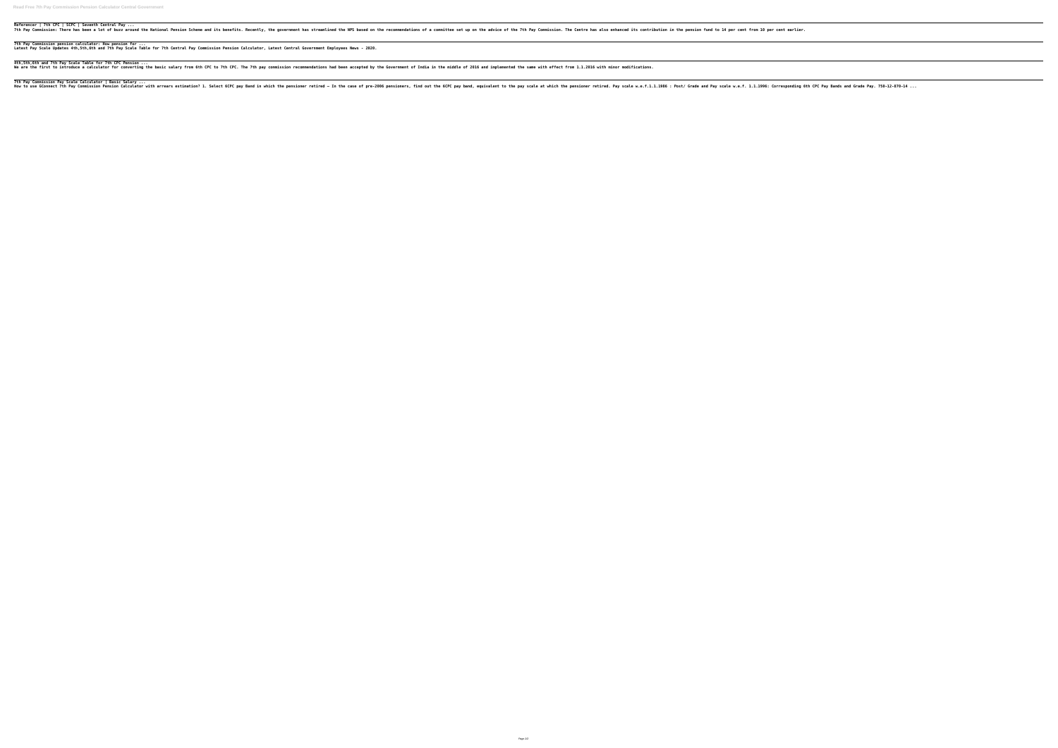**Referencer | 7th CPC | SCPC | Seventh Central Pay ...**

7th Pay Commission: There has been a lot of buzz around the National Pension Scheme and its benefits. Recently, the government has streamlined the NPS based on the recommendations of a committee set up on the advice of the 7th Pay Commission. The Centre has also enhanced its contribution in the pension fund to 14 per cent from 10 per cent earlier.

**7th Pay Commission pension calculator: How pension for ...**

Latest Pay Scale Updates 4th,5th,6th and 7th Pay Scale Table for 7th Central Pay Commission Pension Calculator, Latest Central Government Employees News - 2020.

**4th,5th,6th and 7th Pay Scale Table for 7th CPC Pension ...**

We are the first to introduce a calculator for converting the basic salary from 6th CPC to 7th CPC. The 7th pay commission recommendations had been accepted by the Government of India in the middle of 2016 and implemented the same with effect from 1.1.2016 with minor modifications.

**7th Pay Commission Pay Scale Calculator | Basic Salary ...**

How to use GConnect 7th Pay Commission Pension Calculator with arrears estimation? 1. Select 6CPC pay Band in which the pensioner retired – In the case of pre-2006 pensioners, find out the 6CPC pay band, equivalent to the pay scale at which the pensioner retired. Pay scale w.e.f.1.1.1986 : Post/ Grade and Pay scale w.e.f. 1.1.1996: Corresponding 6th CPC Pay Bands and Grade Pay. 750-12-870-14 ...